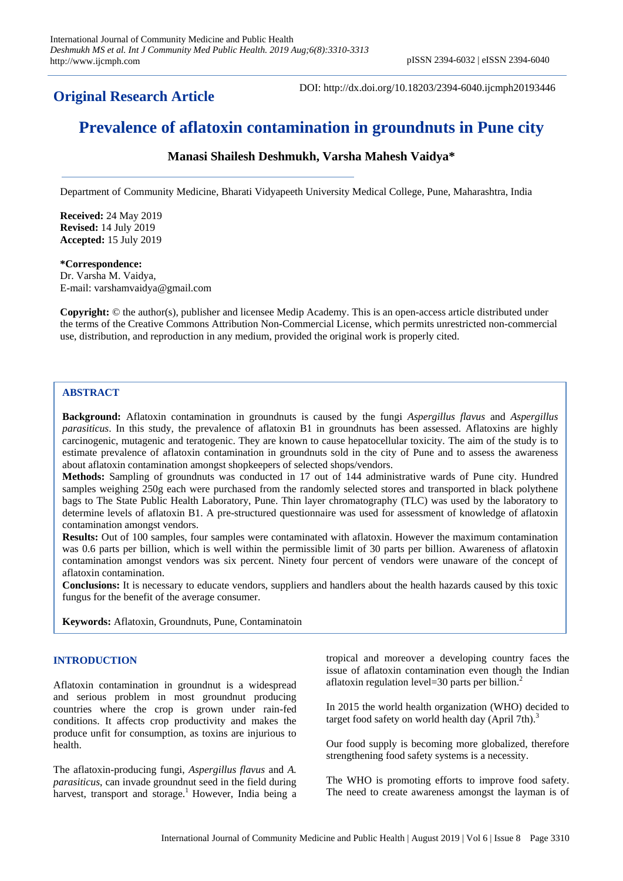**Original Research Article**

DOI: http://dx.doi.org/10.18203/2394-6040.ijcmph20193446

# Prevalence of aflatoxin contamination in groundnuts in Pune city

**Manasi Shailesh Deshmukh, Varsha Mahesh Vaidya***

Department of Community Medicine, Bharati Vidyapeeth University Medical College, Pune, Maharashtra, India

**Received:** 24 May 2019
**Revised:** 14 July 2019
**Accepted:** 15 July 2019

***Correspondence:**
Dr. Varsha M. Vaidya,
E-mail: varshamvaidya@gmail.com

**Copyright:** © the author(s), publisher and licensee Medip Academy. This is an open-access article distributed under the terms of the Creative Commons Attribution Non-Commercial License, which permits unrestricted non-commercial use, distribution, and reproduction in any medium, provided the original work is properly cited.

## ABSTRACT

**Background:** Aflatoxin contamination in groundnuts is caused by the fungi *Aspergillus flavus* and *Aspergillus parasiticus*. In this study, the prevalence of aflatoxin B1 in groundnuts has been assessed. Aflatoxins are highly carcinogenic, mutagenic and teratogenic. They are known to cause hepatocellular toxicity. The aim of the study is to estimate prevalence of aflatoxin contamination in groundnuts sold in the city of Pune and to assess the awareness about aflatoxin contamination amongst shopkeepers of selected shops/vendors.

**Methods:** Sampling of groundnuts was conducted in 17 out of 144 administrative wards of Pune city. Hundred samples weighing 250g each were purchased from the randomly selected stores and transported in black polythene bags to The State Public Health Laboratory, Pune. Thin layer chromatography (TLC) was used by the laboratory to determine levels of aflatoxin B1. A pre-structured questionnaire was used for assessment of knowledge of aflatoxin contamination amongst vendors.

**Results:** Out of 100 samples, four samples were contaminated with aflatoxin. However the maximum contamination was 0.6 parts per billion, which is well within the permissible limit of 30 parts per billion. Awareness of aflatoxin contamination amongst vendors was six percent. Ninety four percent of vendors were unaware of the concept of aflatoxin contamination.

**Conclusions:** It is necessary to educate vendors, suppliers and handlers about the health hazards caused by this toxic fungus for the benefit of the average consumer.

**Keywords:** Aflatoxin, Groundnuts, Pune, Contaminatoin

## INTRODUCTION

Aflatoxin contamination in groundnut is a widespread and serious problem in most groundnut producing countries where the crop is grown under rain-fed conditions. It affects crop productivity and makes the produce unfit for consumption, as toxins are injurious to health.

The aflatoxin-producing fungi, *Aspergillus flavus* and *A. parasiticus*, can invade groundnut seed in the field during harvest, transport and storage.[1] However, India being a tropical and moreover a developing country faces the issue of aflatoxin contamination even though the Indian aflatoxin regulation level=30 parts per billion.[2]

In 2015 the world health organization (WHO) decided to target food safety on world health day (April 7th).[3]

Our food supply is becoming more globalized, therefore strengthening food safety systems is a necessity.

The WHO is promoting efforts to improve food safety. The need to create awareness amongst the layman is of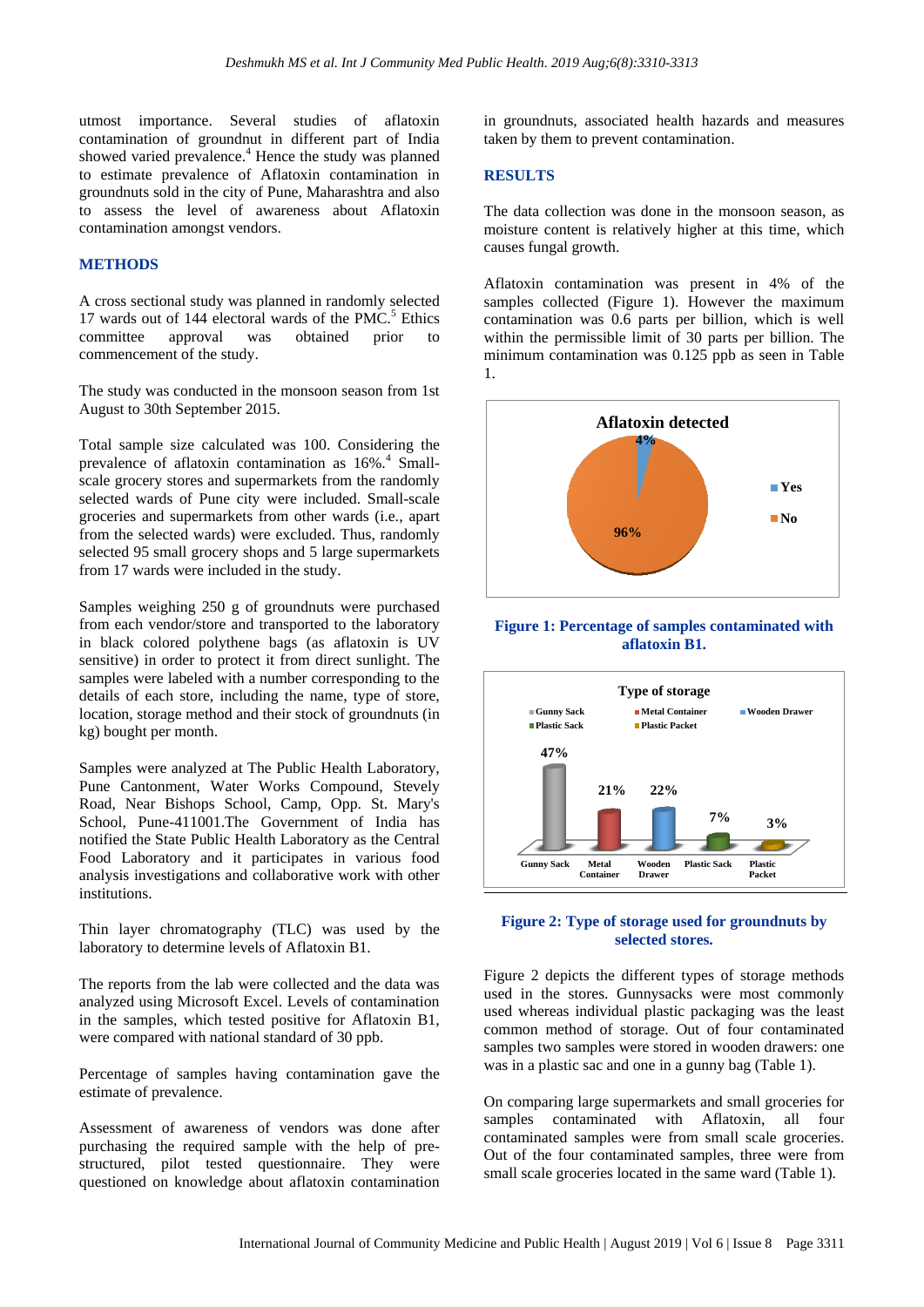utmost importance. Several studies of aflatoxin contamination of groundnut in different part of India showed varied prevalence.[4] Hence the study was planned to estimate prevalence of Aflatoxin contamination in groundnuts sold in the city of Pune, Maharashtra and also to assess the level of awareness about Aflatoxin contamination amongst vendors.

## METHODS

A cross sectional study was planned in randomly selected 17 wards out of 144 electoral wards of the PMC.[5] Ethics committee approval was obtained prior to commencement of the study.

The study was conducted in the monsoon season from 1st August to 30th September 2015.

Total sample size calculated was 100. Considering the prevalence of aflatoxin contamination as 16%.[4] Small-scale grocery stores and supermarkets from the randomly selected wards of Pune city were included. Small-scale groceries and supermarkets from other wards (i.e., apart from the selected wards) were excluded. Thus, randomly selected 95 small grocery shops and 5 large supermarkets from 17 wards were included in the study.

Samples weighing 250 g of groundnuts were purchased from each vendor/store and transported to the laboratory in black colored polythene bags (as aflatoxin is UV sensitive) in order to protect it from direct sunlight. The samples were labeled with a number corresponding to the details of each store, including the name, type of store, location, storage method and their stock of groundnuts (in kg) bought per month.

Samples were analyzed at The Public Health Laboratory, Pune Cantonment, Water Works Compound, Stevely Road, Near Bishops School, Camp, Opp. St. Mary's School, Pune-411001.The Government of India has notified the State Public Health Laboratory as the Central Food Laboratory and it participates in various food analysis investigations and collaborative work with other institutions.

Thin layer chromatography (TLC) was used by the laboratory to determine levels of Aflatoxin B1.

The reports from the lab were collected and the data was analyzed using Microsoft Excel. Levels of contamination in the samples, which tested positive for Aflatoxin B1, were compared with national standard of 30 ppb.

Percentage of samples having contamination gave the estimate of prevalence.

Assessment of awareness of vendors was done after purchasing the required sample with the help of pre-structured, pilot tested questionnaire. They were questioned on knowledge about aflatoxin contamination in groundnuts, associated health hazards and measures taken by them to prevent contamination.

## RESULTS

The data collection was done in the monsoon season, as moisture content is relatively higher at this time, which causes fungal growth.

Aflatoxin contamination was present in 4% of the samples collected (Figure 1). However the maximum contamination was 0.6 parts per billion, which is well within the permissible limit of 30 parts per billion. The minimum contamination was 0.125 ppb as seen in Table 1.

**Figure 1: Percentage of samples contaminated with aflatoxin B1.**

**Figure 2: Type of storage used for groundnuts by selected stores.**

Figure 2 depicts the different types of storage methods used in the stores. Gunnysacks were most commonly used whereas individual plastic packaging was the least common method of storage. Out of four contaminated samples two samples were stored in wooden drawers: one was in a plastic sac and one in a gunny bag (Table 1).

On comparing large supermarkets and small groceries for samples contaminated with Aflatoxin, all four contaminated samples were from small scale groceries. Out of the four contaminated samples, three were from small scale groceries located in the same ward (Table 1).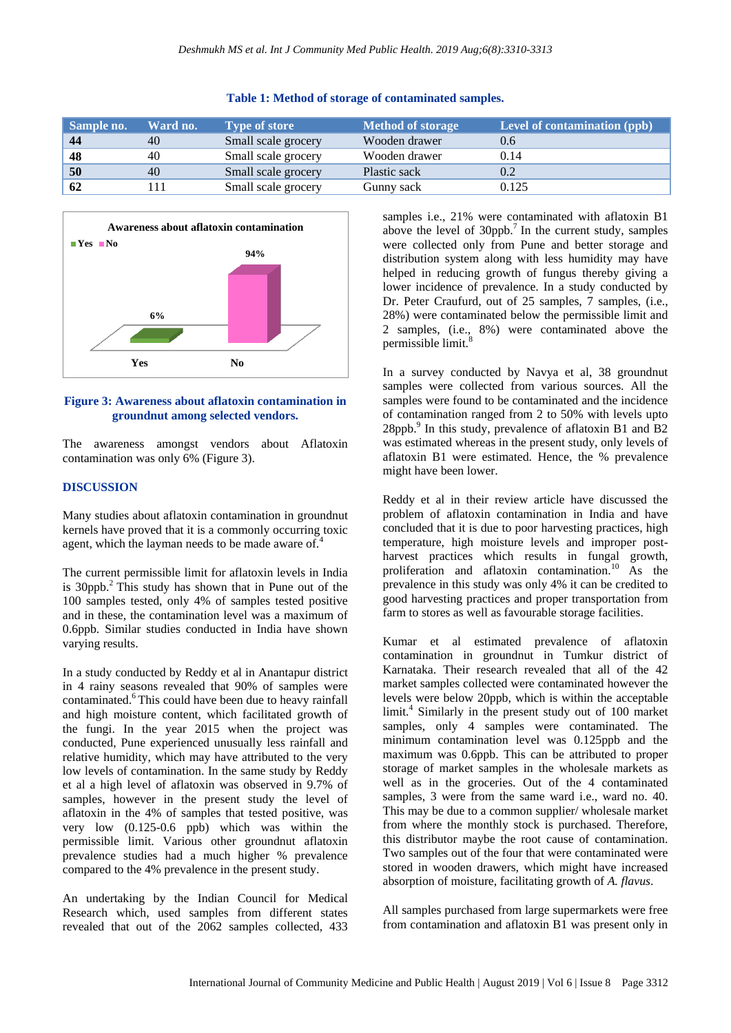**Table 1: Method of storage of contaminated samples.**

| Sample no. | Ward no. | Type of store | Method of storage | Level of contamination (ppb) |
|---|---|---|---|---|
| **44** | 40 | Small scale grocery | Wooden drawer | 0.6 |
| **48** | 40 | Small scale grocery | Wooden drawer | 0.14 |
| **50** | 40 | Small scale grocery | Plastic sack | 0.2 |
| **62** | 111 | Small scale grocery | Gunny sack | 0.125 |

**Figure 3: Awareness about aflatoxin contamination in groundnut among selected vendors.**

The awareness amongst vendors about Aflatoxin contamination was only 6% (Figure 3).

## DISCUSSION

Many studies about aflatoxin contamination in groundnut kernels have proved that it is a commonly occurring toxic agent, which the layman needs to be made aware of.[4]

The current permissible limit for aflatoxin levels in India is 30ppb.[2] This study has shown that in Pune out of the 100 samples tested, only 4% of samples tested positive and in these, the contamination level was a maximum of 0.6ppb. Similar studies conducted in India have shown varying results.

In a study conducted by Reddy et al in Anantapur district in 4 rainy seasons revealed that 90% of samples were contaminated.[6] This could have been due to heavy rainfall and high moisture content, which facilitated growth of the fungi. In the year 2015 when the project was conducted, Pune experienced unusually less rainfall and relative humidity, which may have attributed to the very low levels of contamination. In the same study by Reddy et al a high level of aflatoxin was observed in 9.7% of samples, however in the present study the level of aflatoxin in the 4% of samples that tested positive, was very low (0.125-0.6 ppb) which was within the permissible limit. Various other groundnut aflatoxin prevalence studies had a much higher % prevalence compared to the 4% prevalence in the present study.

An undertaking by the Indian Council for Medical Research which, used samples from different states revealed that out of the 2062 samples collected, 433 samples i.e., 21% were contaminated with aflatoxin B1 above the level of 30ppb.[7] In the current study, samples were collected only from Pune and better storage and distribution system along with less humidity may have helped in reducing growth of fungus thereby giving a lower incidence of prevalence. In a study conducted by Dr. Peter Craufurd, out of 25 samples, 7 samples, (i.e., 28%) were contaminated below the permissible limit and 2 samples, (i.e., 8%) were contaminated above the permissible limit.[8]

In a survey conducted by Navya et al, 38 groundnut samples were collected from various sources. All the samples were found to be contaminated and the incidence of contamination ranged from 2 to 50% with levels upto 28ppb.[9] In this study, prevalence of aflatoxin B1 and B2 was estimated whereas in the present study, only levels of aflatoxin B1 were estimated. Hence, the % prevalence might have been lower.

Reddy et al in their review article have discussed the problem of aflatoxin contamination in India and have concluded that it is due to poor harvesting practices, high temperature, high moisture levels and improper post-harvest practices which results in fungal growth, proliferation and aflatoxin contamination.[10] As the prevalence in this study was only 4% it can be credited to good harvesting practices and proper transportation from farm to stores as well as favourable storage facilities.

Kumar et al estimated prevalence of aflatoxin contamination in groundnut in Tumkur district of Karnataka. Their research revealed that all of the 42 market samples collected were contaminated however the levels were below 20ppb, which is within the acceptable limit.[4] Similarly in the present study out of 100 market samples, only 4 samples were contaminated. The minimum contamination level was 0.125ppb and the maximum was 0.6ppb. This can be attributed to proper storage of market samples in the wholesale markets as well as in the groceries. Out of the 4 contaminated samples, 3 were from the same ward i.e., ward no. 40. This may be due to a common supplier/ wholesale market from where the monthly stock is purchased. Therefore, this distributor maybe the root cause of contamination. Two samples out of the four that were contaminated were stored in wooden drawers, which might have increased absorption of moisture, facilitating growth of *A. flavus*.

All samples purchased from large supermarkets were free from contamination and aflatoxin B1 was present only in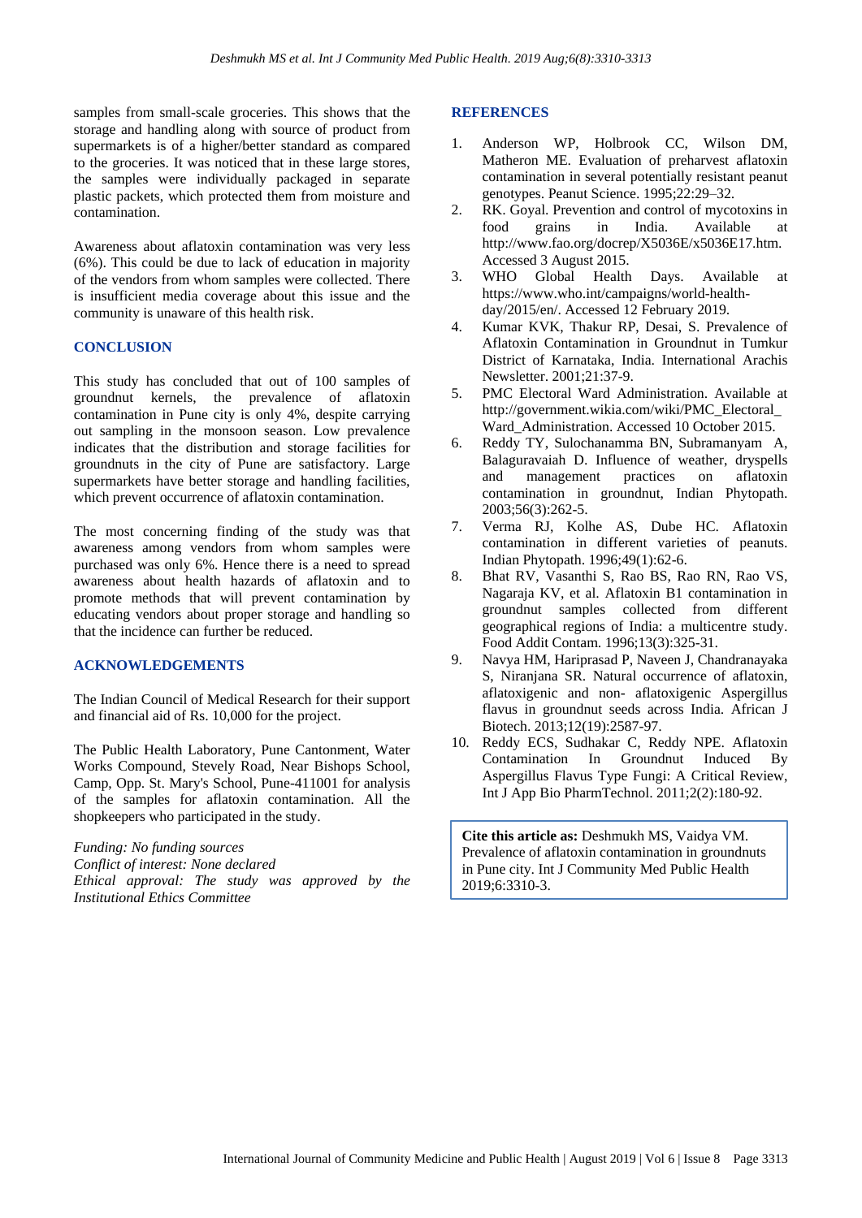samples from small-scale groceries. This shows that the storage and handling along with source of product from supermarkets is of a higher/better standard as compared to the groceries. It was noticed that in these large stores, the samples were individually packaged in separate plastic packets, which protected them from moisture and contamination.

Awareness about aflatoxin contamination was very less (6%). This could be due to lack of education in majority of the vendors from whom samples were collected. There is insufficient media coverage about this issue and the community is unaware of this health risk.

## CONCLUSION

This study has concluded that out of 100 samples of groundnut kernels, the prevalence of aflatoxin contamination in Pune city is only 4%, despite carrying out sampling in the monsoon season. Low prevalence indicates that the distribution and storage facilities for groundnuts in the city of Pune are satisfactory. Large supermarkets have better storage and handling facilities, which prevent occurrence of aflatoxin contamination.

The most concerning finding of the study was that awareness among vendors from whom samples were purchased was only 6%. Hence there is a need to spread awareness about health hazards of aflatoxin and to promote methods that will prevent contamination by educating vendors about proper storage and handling so that the incidence can further be reduced.

## ACKNOWLEDGEMENTS

The Indian Council of Medical Research for their support and financial aid of Rs. 10,000 for the project.

The Public Health Laboratory, Pune Cantonment, Water Works Compound, Stevely Road, Near Bishops School, Camp, Opp. St. Mary's School, Pune-411001 for analysis of the samples for aflatoxin contamination. All the shopkeepers who participated in the study.

*Funding: No funding sources*
*Conflict of interest: None declared*
*Ethical approval: The study was approved by the Institutional Ethics Committee*

## REFERENCES

1. Anderson WP, Holbrook CC, Wilson DM, Matheron ME. Evaluation of preharvest aflatoxin contamination in several potentially resistant peanut genotypes. Peanut Science. 1995;22:29–32.
2. RK. Goyal. Prevention and control of mycotoxins in food grains in India. Available at http://www.fao.org/docrep/X5036E/x5036E17.htm. Accessed 3 August 2015.
3. WHO Global Health Days. Available at https://www.who.int/campaigns/world-health-day/2015/en/. Accessed 12 February 2019.
4. Kumar KVK, Thakur RP, Desai, S. Prevalence of Aflatoxin Contamination in Groundnut in Tumkur District of Karnataka, India. International Arachis Newsletter. 2001;21:37-9.
5. PMC Electoral Ward Administration. Available at http://government.wikia.com/wiki/PMC_Electoral_Ward_Administration. Accessed 10 October 2015.
6. Reddy TY, Sulochanamma BN, Subramanyam A, Balaguravaiah D. Influence of weather, dryspells and management practices on aflatoxin contamination in groundnut, Indian Phytopath. 2003;56(3):262-5.
7. Verma RJ, Kolhe AS, Dube HC. Aflatoxin contamination in different varieties of peanuts. Indian Phytopath. 1996;49(1):62-6.
8. Bhat RV, Vasanthi S, Rao BS, Rao RN, Rao VS, Nagaraja KV, et al. Aflatoxin B1 contamination in groundnut samples collected from different geographical regions of India: a multicentre study. Food Addit Contam. 1996;13(3):325-31.
9. Navya HM, Hariprasad P, Naveen J, Chandranayaka S, Niranjana SR. Natural occurrence of aflatoxin, aflatoxigenic and non- aflatoxigenic Aspergillus flavus in groundnut seeds across India. African J Biotech. 2013;12(19):2587-97.
10. Reddy ECS, Sudhakar C, Reddy NPE. Aflatoxin Contamination In Groundnut Induced By Aspergillus Flavus Type Fungi: A Critical Review, Int J App Bio PharmTechnol. 2011;2(2):180-92.

**Cite this article as:** Deshmukh MS, Vaidya VM. Prevalence of aflatoxin contamination in groundnuts in Pune city. Int J Community Med Public Health 2019;6:3310-3.